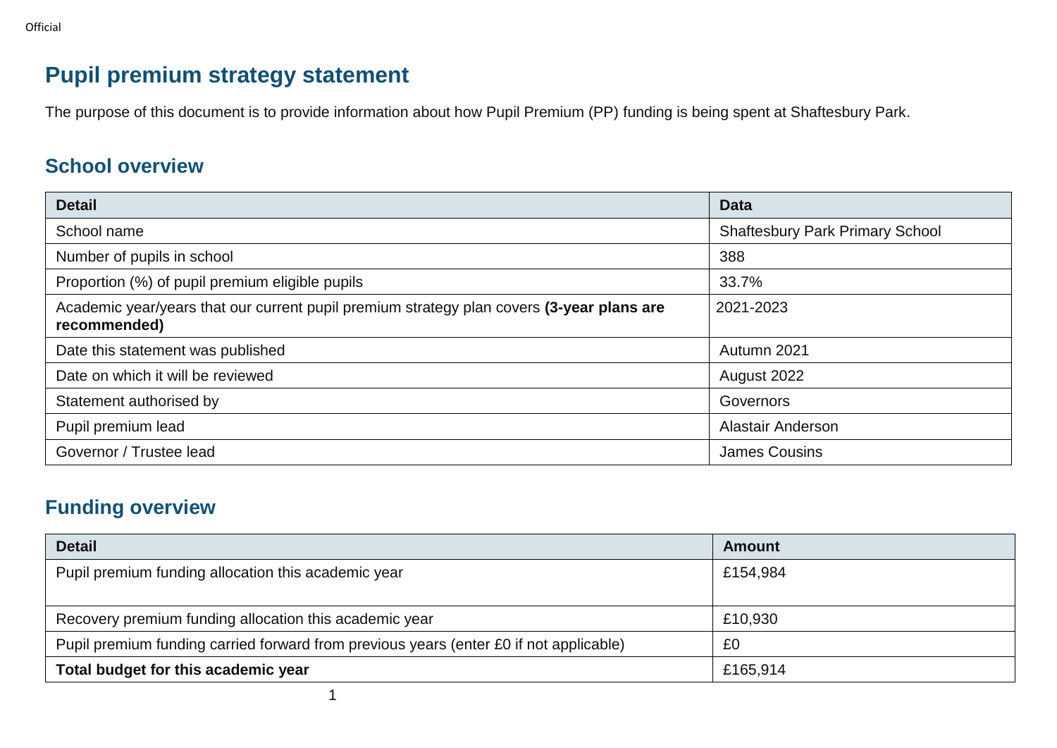# Pupil premium strategy statement

The purpose of this document is to provide information about how Pupil Premium (PP) funding is being spent at Shaftesbury Park.

## School overview

| Detail | Data |
| --- | --- |
| School name | Shaftesbury Park Primary School |
| Number of pupils in school | 388 |
| Proportion (%) of pupil premium eligible pupils | 33.7% |
| Academic year/years that our current pupil premium strategy plan covers **(3-year plans are recommended)** | 2021-2023 |
| Date this statement was published | Autumn 2021 |
| Date on which it will be reviewed | August 2022 |
| Statement authorised by | Governors |
| Pupil premium lead | Alastair Anderson |
| Governor / Trustee lead | James Cousins |

## Funding overview

| Detail | Amount |
| --- | --- |
| Pupil premium funding allocation this academic year | £154,984 |
| Recovery premium funding allocation this academic year | £10,930 |
| Pupil premium funding carried forward from previous years (enter £0 if not applicable) | £0 |
| **Total budget for this academic year** | £165,914 |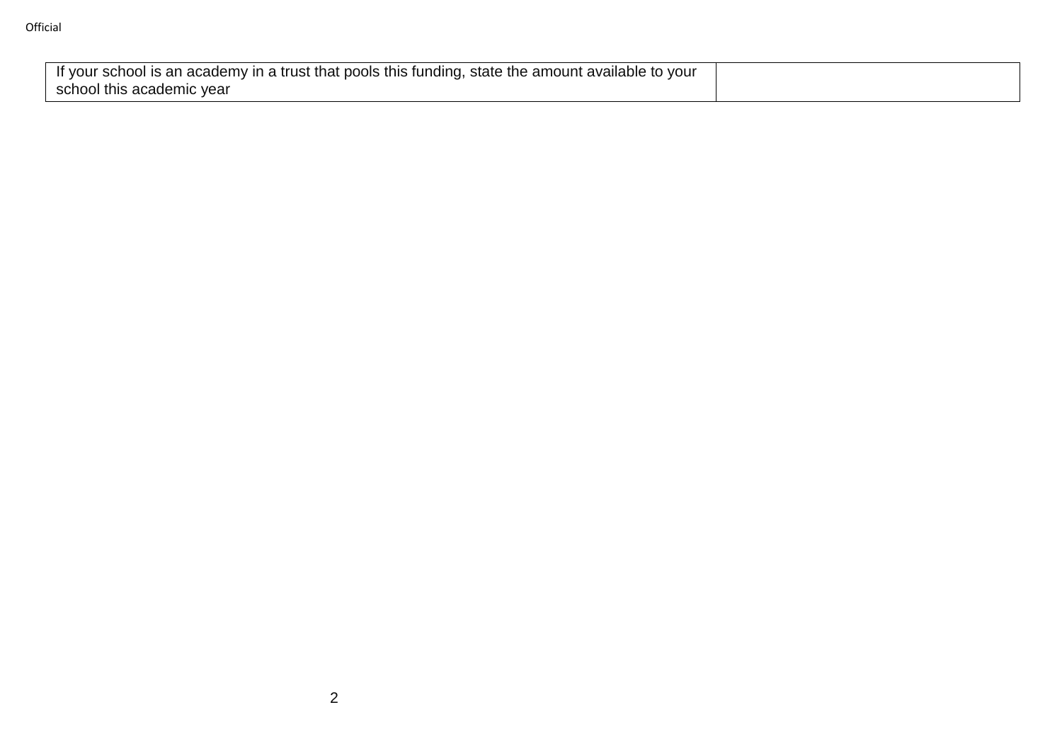| If your school is an academy in a trust that pools this funding, state the amount available to your school this academic year | |
| --- | --- |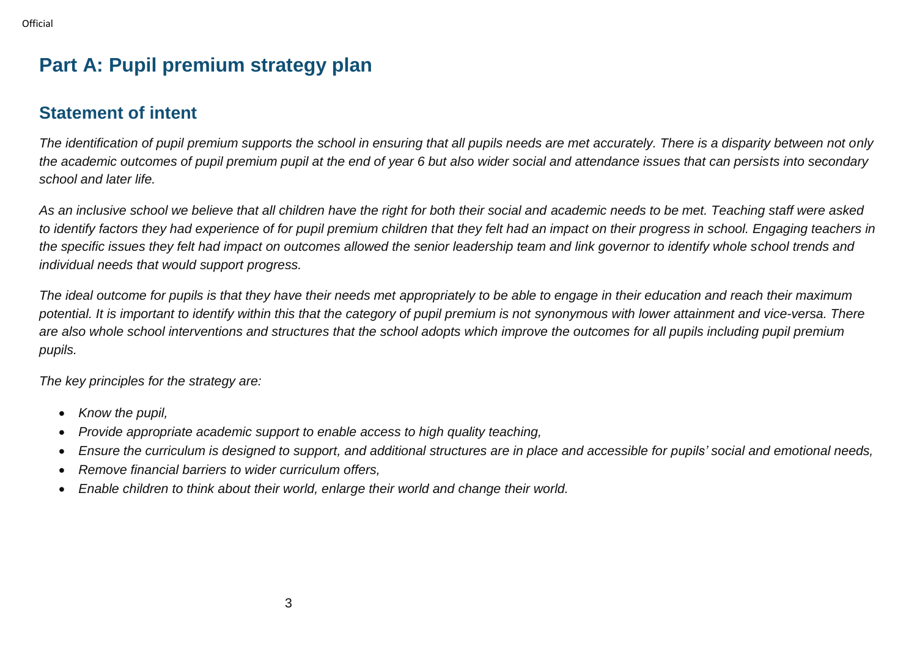# Part A: Pupil premium strategy plan

## Statement of intent

*The identification of pupil premium supports the school in ensuring that all pupils needs are met accurately. There is a disparity between not only the academic outcomes of pupil premium pupil at the end of year 6 but also wider social and attendance issues that can persists into secondary school and later life.*

*As an inclusive school we believe that all children have the right for both their social and academic needs to be met. Teaching staff were asked to identify factors they had experience of for pupil premium children that they felt had an impact on their progress in school. Engaging teachers in the specific issues they felt had impact on outcomes allowed the senior leadership team and link governor to identify whole school trends and individual needs that would support progress.*

*The ideal outcome for pupils is that they have their needs met appropriately to be able to engage in their education and reach their maximum potential. It is important to identify within this that the category of pupil premium is not synonymous with lower attainment and vice-versa. There are also whole school interventions and structures that the school adopts which improve the outcomes for all pupils including pupil premium pupils.*

*The key principles for the strategy are:*

- *Know the pupil,*
- *Provide appropriate academic support to enable access to high quality teaching,*
- *Ensure the curriculum is designed to support, and additional structures are in place and accessible for pupils' social and emotional needs,*
- *Remove financial barriers to wider curriculum offers,*
- *Enable children to think about their world, enlarge their world and change their world.*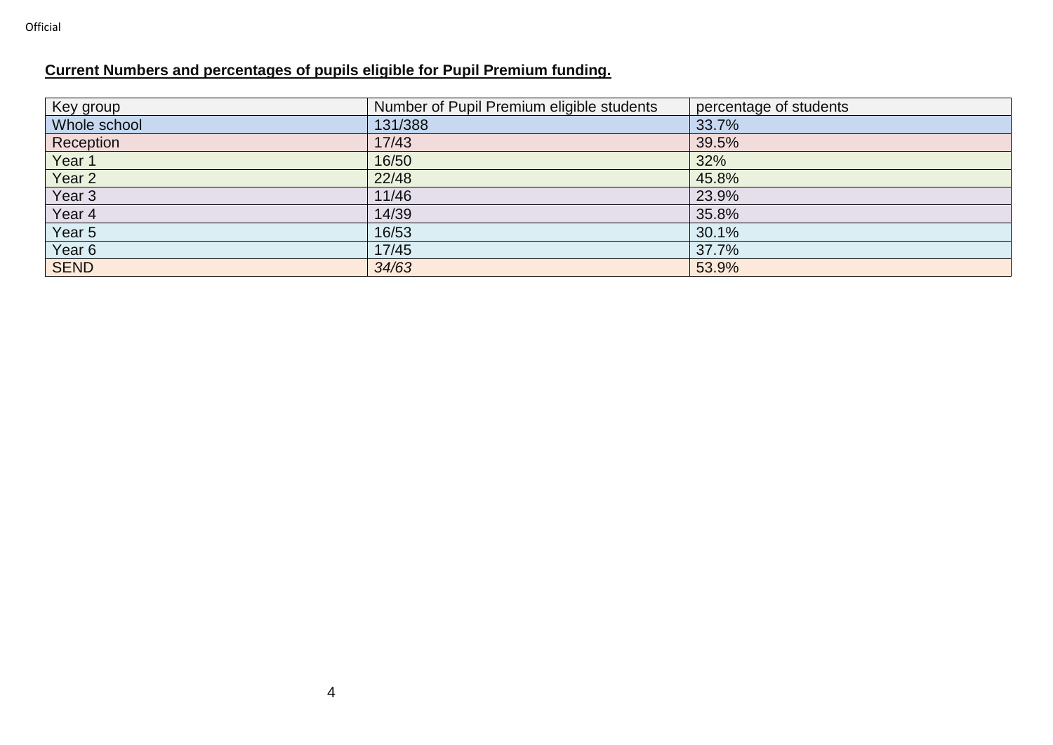**Current Numbers and percentages of pupils eligible for Pupil Premium funding.**

| Key group | Number of Pupil Premium eligible students | percentage of students |
|---|---|---|
| Whole school | 131/388 | 33.7% |
| Reception | 17/43 | 39.5% |
| Year 1 | 16/50 | 32% |
| Year 2 | 22/48 | 45.8% |
| Year 3 | 11/46 | 23.9% |
| Year 4 | 14/39 | 35.8% |
| Year 5 | 16/53 | 30.1% |
| Year 6 | 17/45 | 37.7% |
| SEND | *34/63* | 53.9% |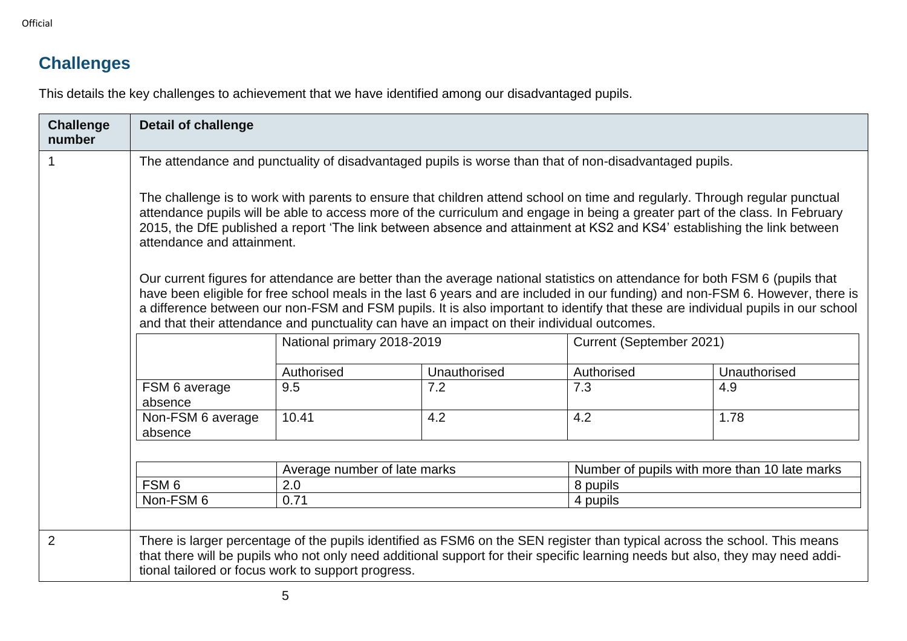## Challenges

This details the key challenges to achievement that we have identified among our disadvantaged pupils.

| Challenge number | Detail of challenge |
|---|---|
| 1 | The attendance and punctuality of disadvantaged pupils is worse than that of non-disadvantaged pupils.<br><br>The challenge is to work with parents to ensure that children attend school on time and regularly. Through regular punctual attendance pupils will be able to access more of the curriculum and engage in being a greater part of the class. In February 2015, the DfE published a report 'The link between absence and attainment at KS2 and KS4' establishing the link between attendance and attainment.<br><br>Our current figures for attendance are better than the average national statistics on attendance for both FSM 6 (pupils that have been eligible for free school meals in the last 6 years and are included in our funding) and non-FSM 6. However, there is a difference between our non-FSM and FSM pupils. It is also important to identify that these are individual pupils in our school and that their attendance and punctuality can have an impact on their individual outcomes. |
| 2 | There is larger percentage of the pupils identified as FSM6 on the SEN register than typical across the school. This means that there will be pupils who not only need additional support for their specific learning needs but also, they may need additional tailored or focus work to support progress. |

| | National primary 2018-2019 | | Current (September 2021) | |
|---|---|---|---|---|
| | Authorised | Unauthorised | Authorised | Unauthorised |
| FSM 6 average absence | 9.5 | 7.2 | 7.3 | 4.9 |
| Non-FSM 6 average absence | 10.41 | 4.2 | 4.2 | 1.78 |

| | Average number of late marks | Number of pupils with more than 10 late marks |
|---|---|---|
| FSM 6 | 2.0 | 8 pupils |
| Non-FSM 6 | 0.71 | 4 pupils |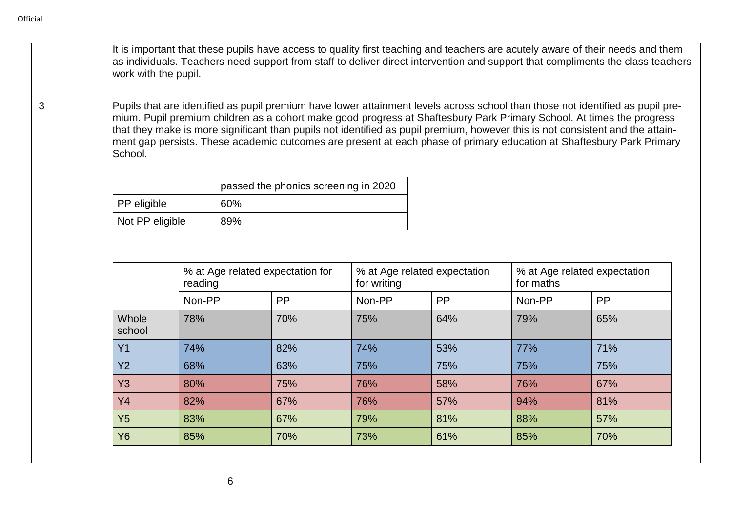| | |
|---|---|
| | It is important that these pupils have access to quality first teaching and teachers are acutely aware of their needs and them as individuals. Teachers need support from staff to deliver direct intervention and support that compliments the class teachers work with the pupil. |
| 3 | Pupils that are identified as pupil premium have lower attainment levels across school than those not identified as pupil premium. Pupil premium children as a cohort make good progress at Shaftesbury Park Primary School. At times the progress that they make is more significant than pupils not identified as pupil premium, however this is not consistent and the attainment gap persists. These academic outcomes are present at each phase of primary education at Shaftesbury Park Primary School. |

| | passed the phonics screening in 2020 |
|---|---|
| PP eligible | 60% |
| Not PP eligible | 89% |

| | % at Age related expectation for reading | | % at Age related expectation for writing | | % at Age related expectation for maths | |
|---|---|---|---|---|---|---|
| | Non-PP | PP | Non-PP | PP | Non-PP | PP |
| Whole school | 78% | 70% | 75% | 64% | 79% | 65% |
| Y1 | 74% | 82% | 74% | 53% | 77% | 71% |
| Y2 | 68% | 63% | 75% | 75% | 75% | 75% |
| Y3 | 80% | 75% | 76% | 58% | 76% | 67% |
| Y4 | 82% | 67% | 76% | 57% | 94% | 81% |
| Y5 | 83% | 67% | 79% | 81% | 88% | 57% |
| Y6 | 85% | 70% | 73% | 61% | 85% | 70% |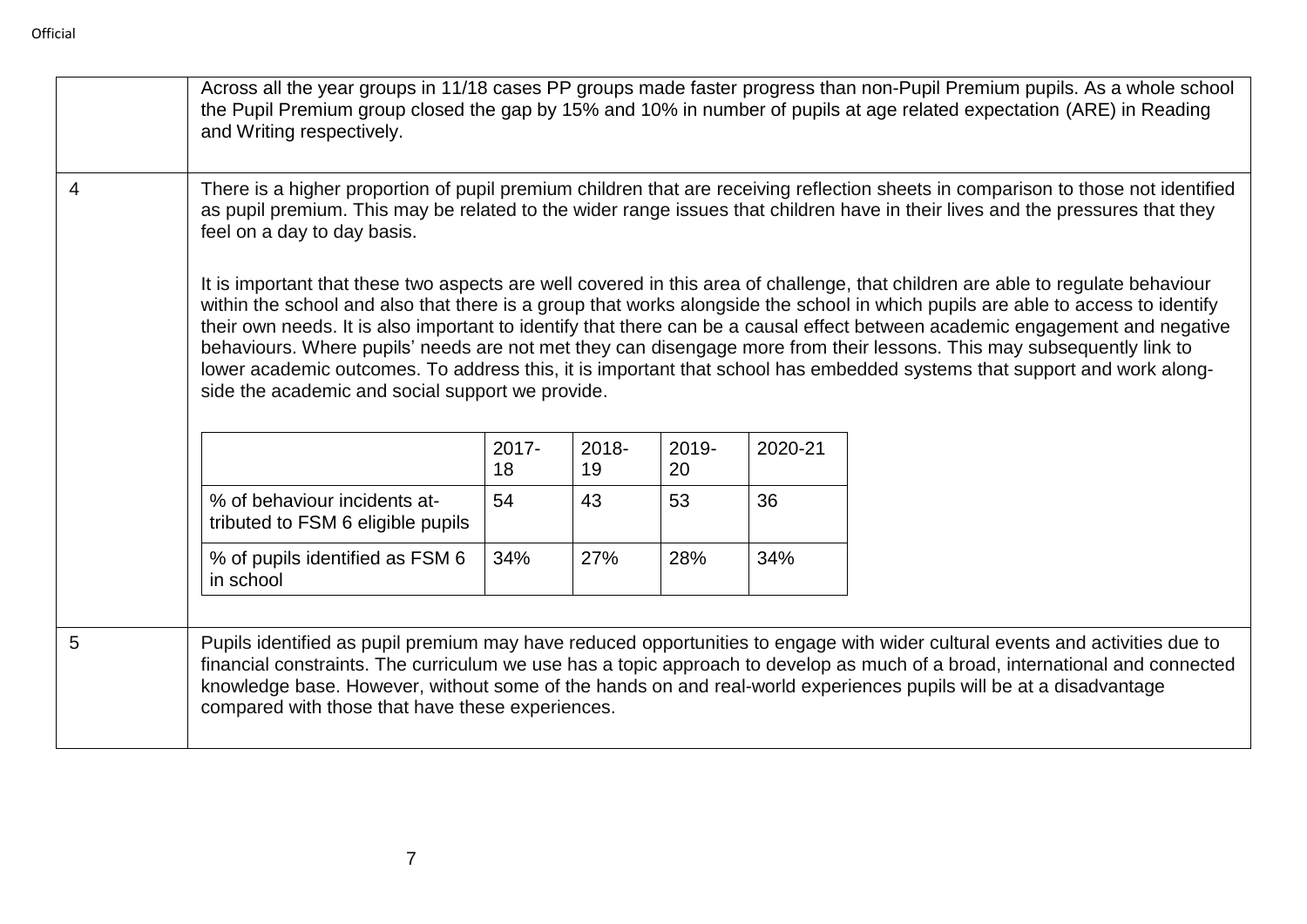| | |
|---|---|
| | Across all the year groups in 11/18 cases PP groups made faster progress than non-Pupil Premium pupils. As a whole school the Pupil Premium group closed the gap by 15% and 10% in number of pupils at age related expectation (ARE) in Reading and Writing respectively. |
| 4 | There is a higher proportion of pupil premium children that are receiving reflection sheets in comparison to those not identified as pupil premium. This may be related to the wider range issues that children have in their lives and the pressures that they feel on a day to day basis.<br><br>It is important that these two aspects are well covered in this area of challenge, that children are able to regulate behaviour within the school and also that there is a group that works alongside the school in which pupils are able to access to identify their own needs. It is also important to identify that there can be a causal effect between academic engagement and negative behaviours. Where pupils' needs are not met they can disengage more from their lessons. This may subsequently link to lower academic outcomes. To address this, it is important that school has embedded systems that support and work along-side the academic and social support we provide. |
| 5 | Pupils identified as pupil premium may have reduced opportunities to engage with wider cultural events and activities due to financial constraints. The curriculum we use has a topic approach to develop as much of a broad, international and connected knowledge base. However, without some of the hands on and real-world experiences pupils will be at a disadvantage compared with those that have these experiences. |

| | 2017-18 | 2018-19 | 2019-20 | 2020-21 |
|---|---|---|---|---|
| % of behaviour incidents attributed to FSM 6 eligible pupils | 54 | 43 | 53 | 36 |
| % of pupils identified as FSM 6 in school | 34% | 27% | 28% | 34% |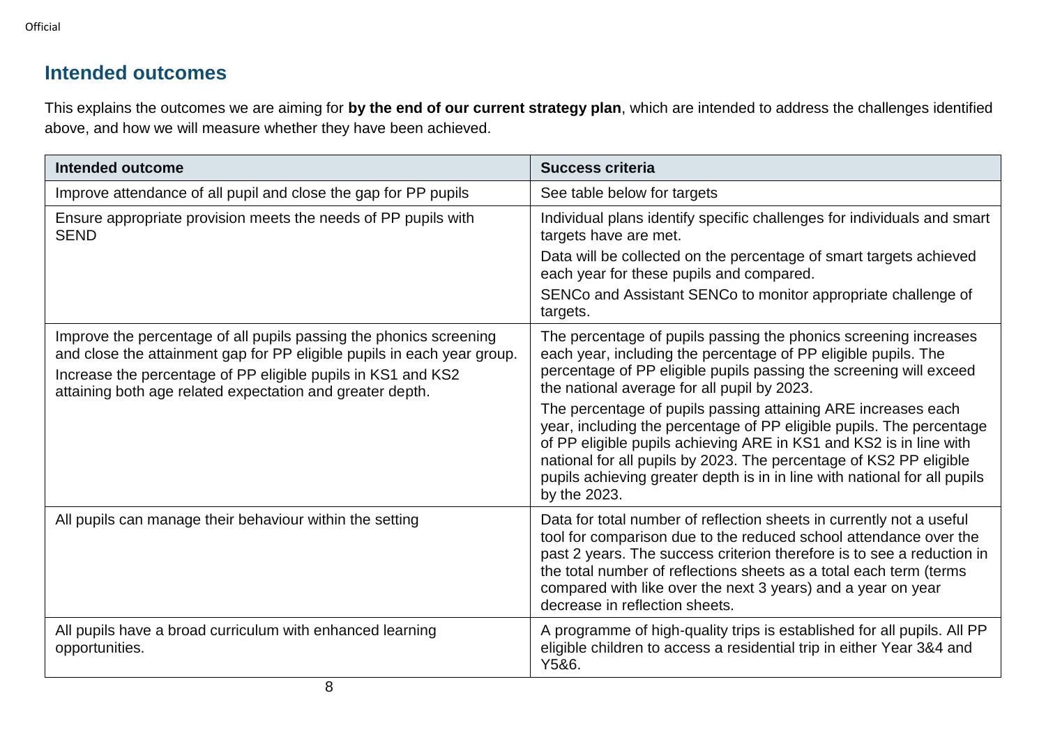## Intended outcomes

This explains the outcomes we are aiming for **by the end of our current strategy plan**, which are intended to address the challenges identified above, and how we will measure whether they have been achieved.

| Intended outcome | Success criteria |
|---|---|
| Improve attendance of all pupil and close the gap for PP pupils | See table below for targets |
| Ensure appropriate provision meets the needs of PP pupils with SEND | Individual plans identify specific challenges for individuals and smart targets have are met.<br>Data will be collected on the percentage of smart targets achieved each year for these pupils and compared.<br>SENCo and Assistant SENCo to monitor appropriate challenge of targets. |
| Improve the percentage of all pupils passing the phonics screening and close the attainment gap for PP eligible pupils in each year group.<br>Increase the percentage of PP eligible pupils in KS1 and KS2 attaining both age related expectation and greater depth. | The percentage of pupils passing the phonics screening increases each year, including the percentage of PP eligible pupils. The percentage of PP eligible pupils passing the screening will exceed the national average for all pupil by 2023.<br>The percentage of pupils passing attaining ARE increases each year, including the percentage of PP eligible pupils. The percentage of PP eligible pupils achieving ARE in KS1 and KS2 is in line with national for all pupils by 2023. The percentage of KS2 PP eligible pupils achieving greater depth is in in line with national for all pupils by the 2023. |
| All pupils can manage their behaviour within the setting | Data for total number of reflection sheets in currently not a useful tool for comparison due to the reduced school attendance over the past 2 years. The success criterion therefore is to see a reduction in the total number of reflections sheets as a total each term (terms compared with like over the next 3 years) and a year on year decrease in reflection sheets. |
| All pupils have a broad curriculum with enhanced learning opportunities. | A programme of high-quality trips is established for all pupils. All PP eligible children to access a residential trip in either Year 3&4 and Y5&6. |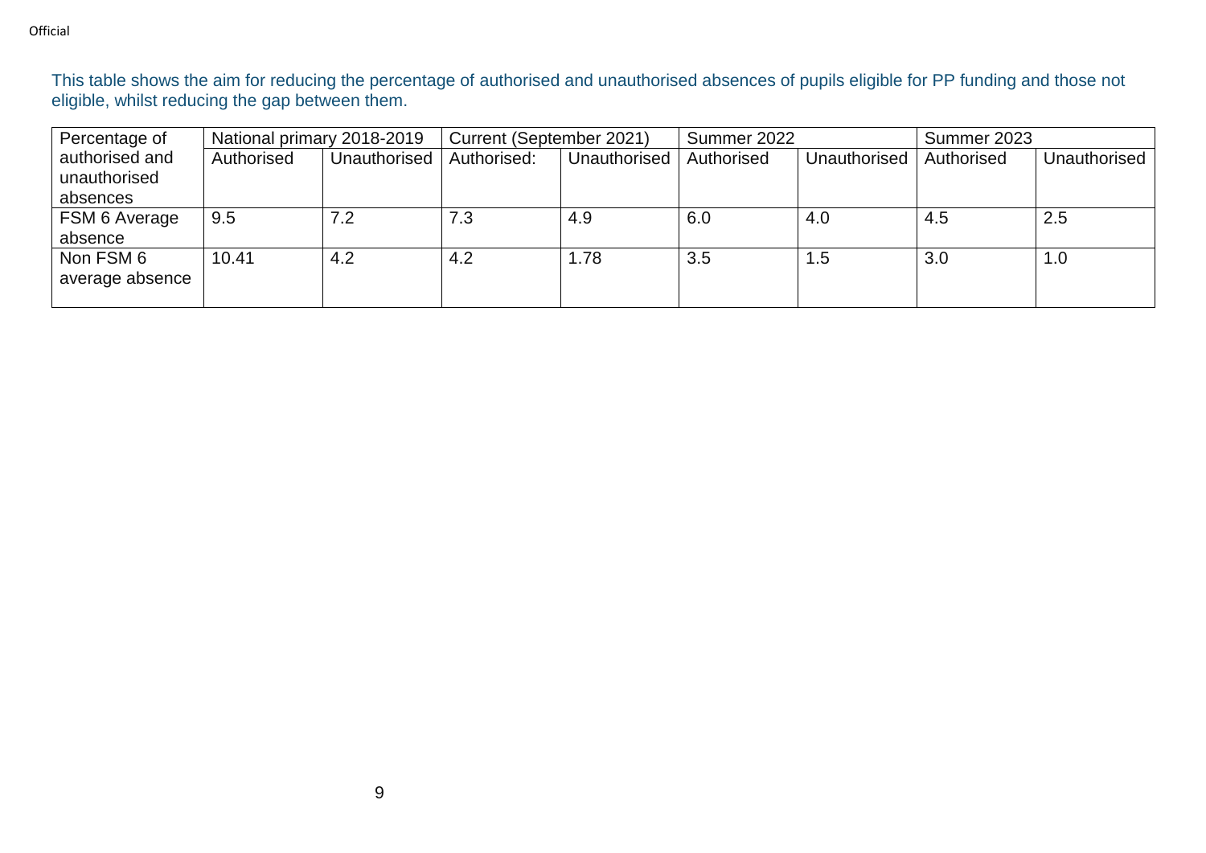This table shows the aim for reducing the percentage of authorised and unauthorised absences of pupils eligible for PP funding and those not eligible, whilst reducing the gap between them.

| Percentage of authorised and unauthorised absences | National primary 2018-2019 | | Current (September 2021) | | Summer 2022 | | Summer 2023 | |
|---|---|---|---|---|---|---|---|---|
| | Authorised | Unauthorised | Authorised: | Unauthorised | Authorised | Unauthorised | Authorised | Unauthorised |
| FSM 6 Average absence | 9.5 | 7.2 | 7.3 | 4.9 | 6.0 | 4.0 | 4.5 | 2.5 |
| Non FSM 6 average absence | 10.41 | 4.2 | 4.2 | 1.78 | 3.5 | 1.5 | 3.0 | 1.0 |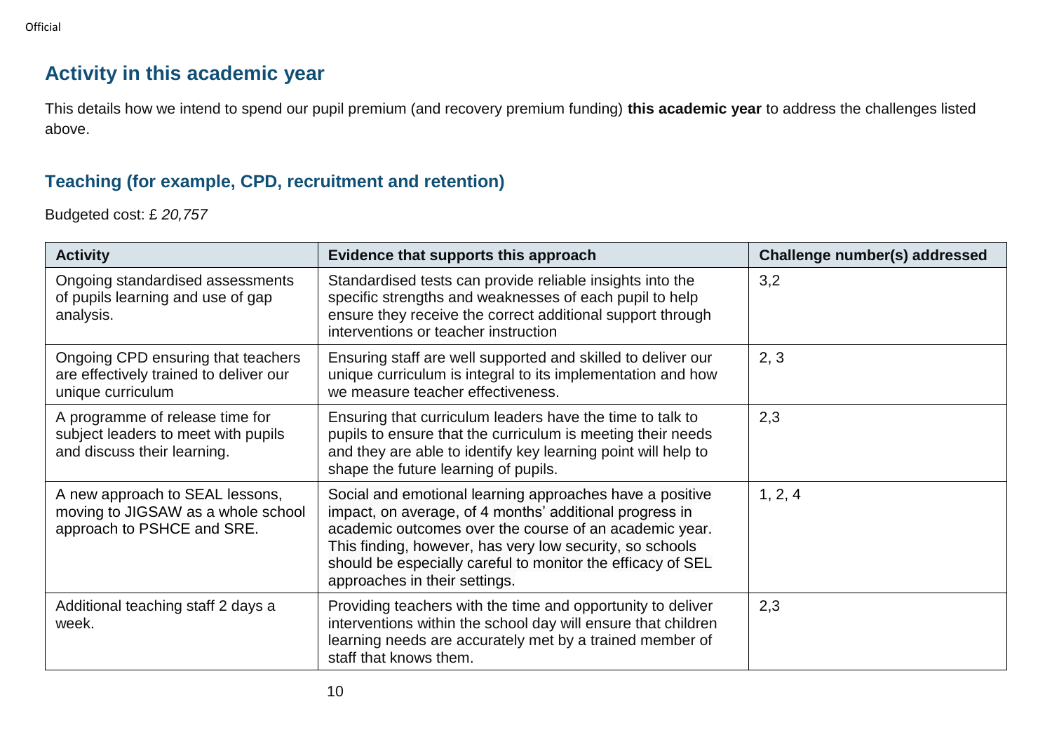## Activity in this academic year

This details how we intend to spend our pupil premium (and recovery premium funding) **this academic year** to address the challenges listed above.

### Teaching (for example, CPD, recruitment and retention)

Budgeted cost: £ *20,757*

| Activity | Evidence that supports this approach | Challenge number(s) addressed |
|---|---|---|
| Ongoing standardised assessments of pupils learning and use of gap analysis. | Standardised tests can provide reliable insights into the specific strengths and weaknesses of each pupil to help ensure they receive the correct additional support through interventions or teacher instruction | 3,2 |
| Ongoing CPD ensuring that teachers are effectively trained to deliver our unique curriculum | Ensuring staff are well supported and skilled to deliver our unique curriculum is integral to its implementation and how we measure teacher effectiveness. | 2, 3 |
| A programme of release time for subject leaders to meet with pupils and discuss their learning. | Ensuring that curriculum leaders have the time to talk to pupils to ensure that the curriculum is meeting their needs and they are able to identify key learning point will help to shape the future learning of pupils. | 2,3 |
| A new approach to SEAL lessons, moving to JIGSAW as a whole school approach to PSHCE and SRE. | Social and emotional learning approaches have a positive impact, on average, of 4 months' additional progress in academic outcomes over the course of an academic year. This finding, however, has very low security, so schools should be especially careful to monitor the efficacy of SEL approaches in their settings. | 1, 2, 4 |
| Additional teaching staff 2 days a week. | Providing teachers with the time and opportunity to deliver interventions within the school day will ensure that children learning needs are accurately met by a trained member of staff that knows them. | 2,3 |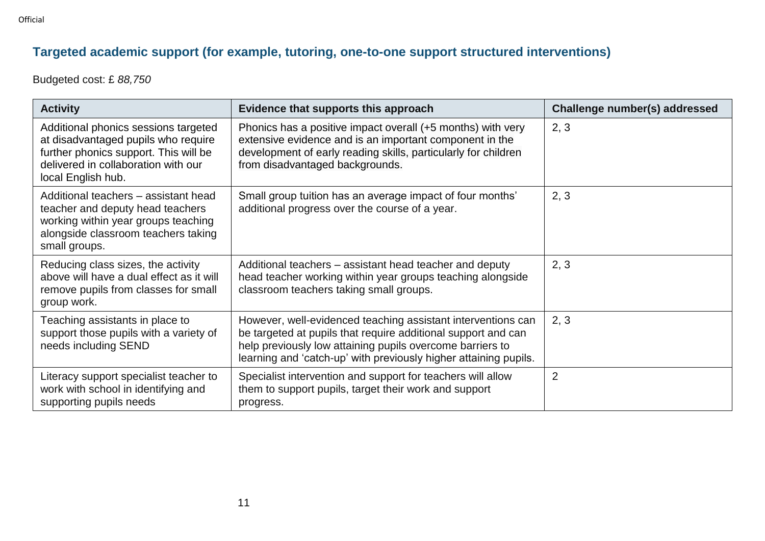## Targeted academic support (for example, tutoring, one-to-one support structured interventions)

Budgeted cost: £ *88,750*

| Activity | Evidence that supports this approach | Challenge number(s) addressed |
|---|---|---|
| Additional phonics sessions targeted at disadvantaged pupils who require further phonics support. This will be delivered in collaboration with our local English hub. | Phonics has a positive impact overall (+5 months) with very extensive evidence and is an important component in the development of early reading skills, particularly for children from disadvantaged backgrounds. | 2, 3 |
| Additional teachers – assistant head teacher and deputy head teachers working within year groups teaching alongside classroom teachers taking small groups. | Small group tuition has an average impact of four months' additional progress over the course of a year. | 2, 3 |
| Reducing class sizes, the activity above will have a dual effect as it will remove pupils from classes for small group work. | Additional teachers – assistant head teacher and deputy head teacher working within year groups teaching alongside classroom teachers taking small groups. | 2, 3 |
| Teaching assistants in place to support those pupils with a variety of needs including SEND | However, well-evidenced teaching assistant interventions can be targeted at pupils that require additional support and can help previously low attaining pupils overcome barriers to learning and 'catch-up' with previously higher attaining pupils. | 2, 3 |
| Literacy support specialist teacher to work with school in identifying and supporting pupils needs | Specialist intervention and support for teachers will allow them to support pupils, target their work and support progress. | 2 |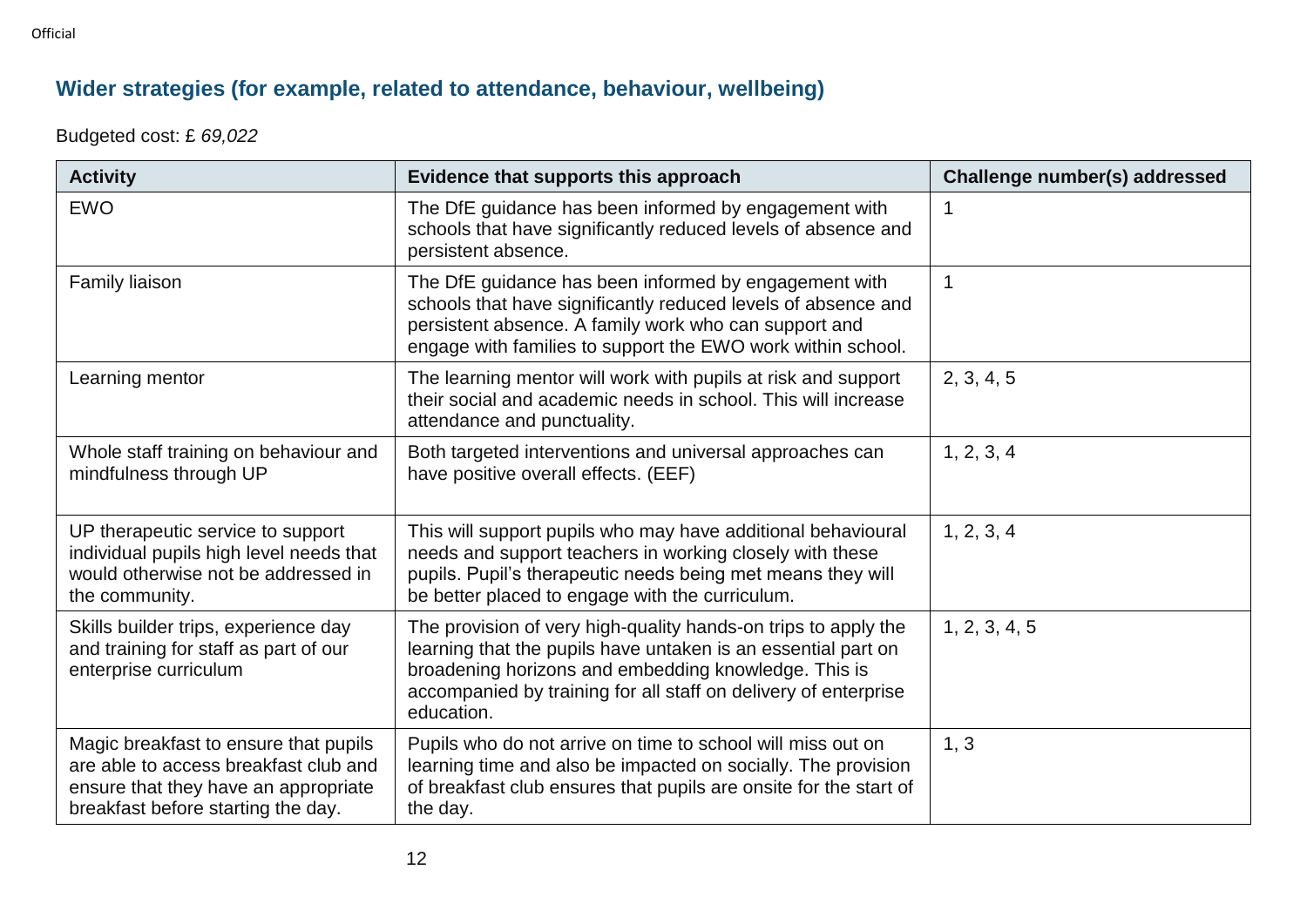## Wider strategies (for example, related to attendance, behaviour, wellbeing)

Budgeted cost: £ *69,022*

| Activity | Evidence that supports this approach | Challenge number(s) addressed |
|---|---|---|
| EWO | The DfE guidance has been informed by engagement with schools that have significantly reduced levels of absence and persistent absence. | 1 |
| Family liaison | The DfE guidance has been informed by engagement with schools that have significantly reduced levels of absence and persistent absence. A family work who can support and engage with families to support the EWO work within school. | 1 |
| Learning mentor | The learning mentor will work with pupils at risk and support their social and academic needs in school. This will increase attendance and punctuality. | 2, 3, 4, 5 |
| Whole staff training on behaviour and mindfulness through UP | Both targeted interventions and universal approaches can have positive overall effects. (EEF) | 1, 2, 3, 4 |
| UP therapeutic service to support individual pupils high level needs that would otherwise not be addressed in the community. | This will support pupils who may have additional behavioural needs and support teachers in working closely with these pupils. Pupil's therapeutic needs being met means they will be better placed to engage with the curriculum. | 1, 2, 3, 4 |
| Skills builder trips, experience day and training for staff as part of our enterprise curriculum | The provision of very high-quality hands-on trips to apply the learning that the pupils have untaken is an essential part on broadening horizons and embedding knowledge. This is accompanied by training for all staff on delivery of enterprise education. | 1, 2, 3, 4, 5 |
| Magic breakfast to ensure that pupils are able to access breakfast club and ensure that they have an appropriate breakfast before starting the day. | Pupils who do not arrive on time to school will miss out on learning time and also be impacted on socially. The provision of breakfast club ensures that pupils are onsite for the start of the day. | 1, 3 |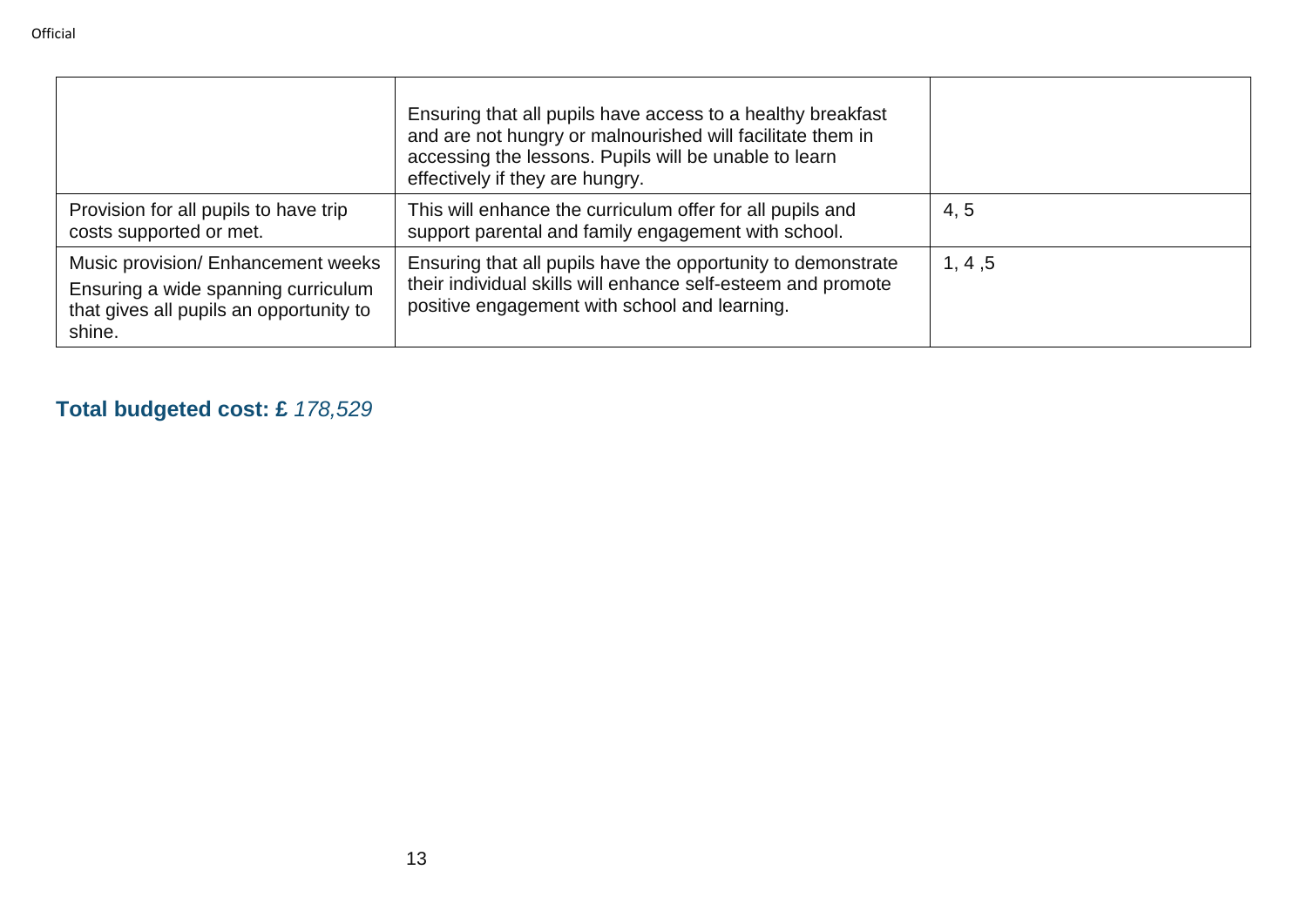| | | |
|---|---|---|
| | Ensuring that all pupils have access to a healthy breakfast and are not hungry or malnourished will facilitate them in accessing the lessons. Pupils will be unable to learn effectively if they are hungry. | |
| Provision for all pupils to have trip costs supported or met. | This will enhance the curriculum offer for all pupils and support parental and family engagement with school. | 4, 5 |
| Music provision/ Enhancement weeks<br>Ensuring a wide spanning curriculum that gives all pupils an opportunity to shine. | Ensuring that all pupils have the opportunity to demonstrate their individual skills will enhance self-esteem and promote positive engagement with school and learning. | 1, 4 ,5 |

**Total budgeted cost: £** *178,529*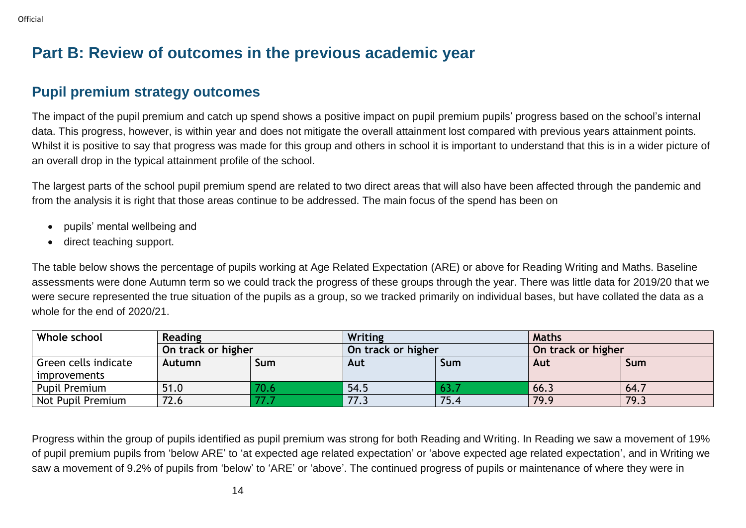# Part B: Review of outcomes in the previous academic year

## Pupil premium strategy outcomes

The impact of the pupil premium and catch up spend shows a positive impact on pupil premium pupils' progress based on the school's internal data. This progress, however, is within year and does not mitigate the overall attainment lost compared with previous years attainment points. Whilst it is positive to say that progress was made for this group and others in school it is important to understand that this is in a wider picture of an overall drop in the typical attainment profile of the school.

The largest parts of the school pupil premium spend are related to two direct areas that will also have been affected through the pandemic and from the analysis it is right that those areas continue to be addressed. The main focus of the spend has been on

- pupils' mental wellbeing and
- direct teaching support.

The table below shows the percentage of pupils working at Age Related Expectation (ARE) or above for Reading Writing and Maths. Baseline assessments were done Autumn term so we could track the progress of these groups through the year. There was little data for 2019/20 that we were secure represented the true situation of the pupils as a group, so we tracked primarily on individual bases, but have collated the data as a whole for the end of 2020/21.

| Whole school | Reading | | Writing | | Maths | |
|---|---|---|---|---|---|---|
| | On track or higher | | On track or higher | | On track or higher | |
| Green cells indicate improvements | Autumn | Sum | Aut | Sum | Aut | Sum |
| Pupil Premium | 51.0 | 70.6 | 54.5 | 63.7 | 66.3 | 64.7 |
| Not Pupil Premium | 72.6 | 77.7 | 77.3 | 75.4 | 79.9 | 79.3 |

Progress within the group of pupils identified as pupil premium was strong for both Reading and Writing. In Reading we saw a movement of 19% of pupil premium pupils from 'below ARE' to 'at expected age related expectation' or 'above expected age related expectation', and in Writing we saw a movement of 9.2% of pupils from 'below' to 'ARE' or 'above'. The continued progress of pupils or maintenance of where they were in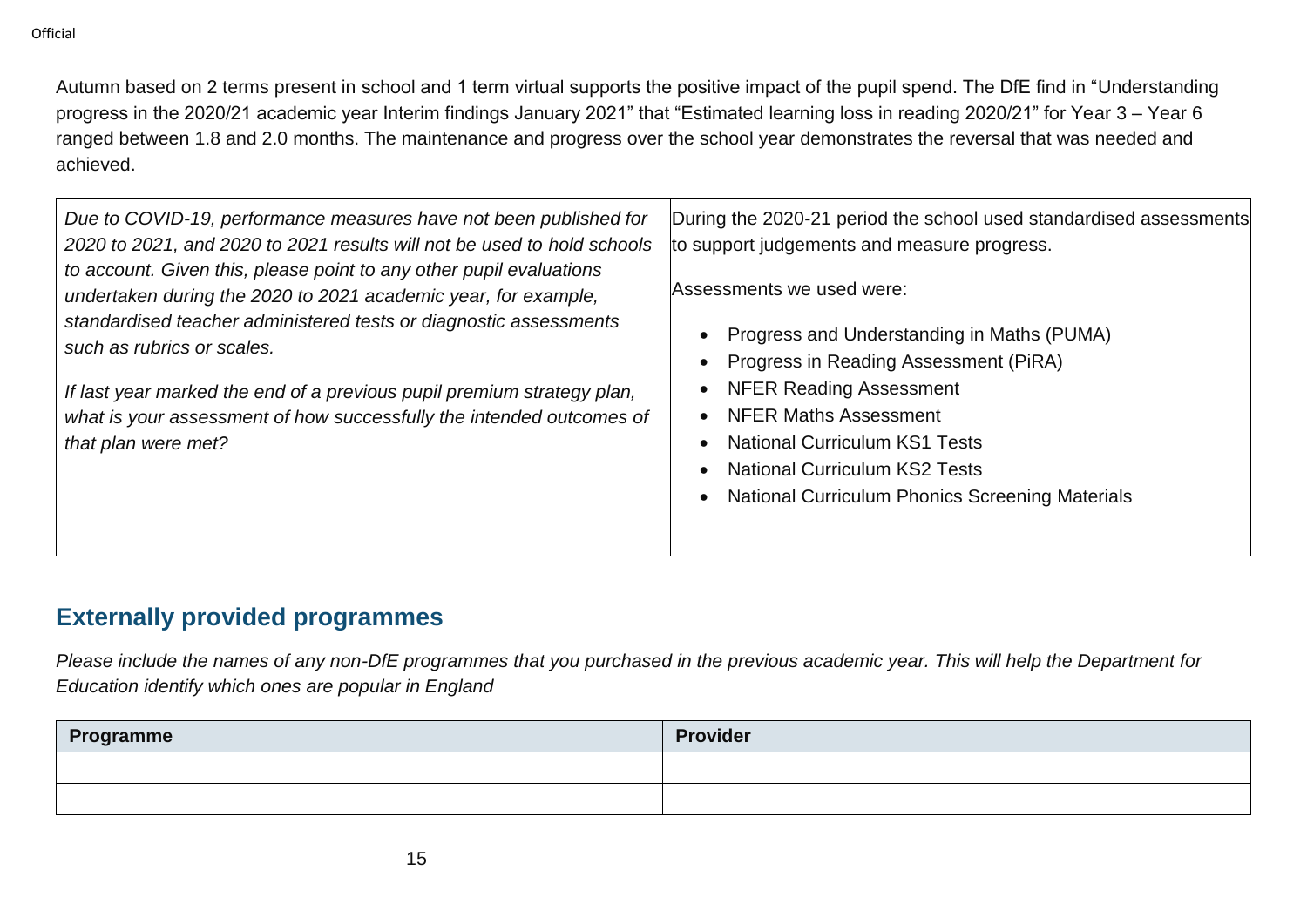Autumn based on 2 terms present in school and 1 term virtual supports the positive impact of the pupil spend. The DfE find in "Understanding progress in the 2020/21 academic year Interim findings January 2021" that "Estimated learning loss in reading 2020/21" for Year 3 – Year 6 ranged between 1.8 and 2.0 months. The maintenance and progress over the school year demonstrates the reversal that was needed and achieved.

| | |
|---|---|
| *Due to COVID-19, performance measures have not been published for 2020 to 2021, and 2020 to 2021 results will not be used to hold schools to account. Given this, please point to any other pupil evaluations undertaken during the 2020 to 2021 academic year, for example, standardised teacher administered tests or diagnostic assessments such as rubrics or scales.*<br><br>*If last year marked the end of a previous pupil premium strategy plan, what is your assessment of how successfully the intended outcomes of that plan were met?* | During the 2020-21 period the school used standardised assessments to support judgements and measure progress.<br><br>Assessments we used were:<br><br>• Progress and Understanding in Maths (PUMA)<br>• Progress in Reading Assessment (PiRA)<br>• NFER Reading Assessment<br>• NFER Maths Assessment<br>• National Curriculum KS1 Tests<br>• National Curriculum KS2 Tests<br>• National Curriculum Phonics Screening Materials |

## Externally provided programmes

*Please include the names of any non-DfE programmes that you purchased in the previous academic year. This will help the Department for Education identify which ones are popular in England*

| Programme | Provider |
|---|---|
| | |
| | |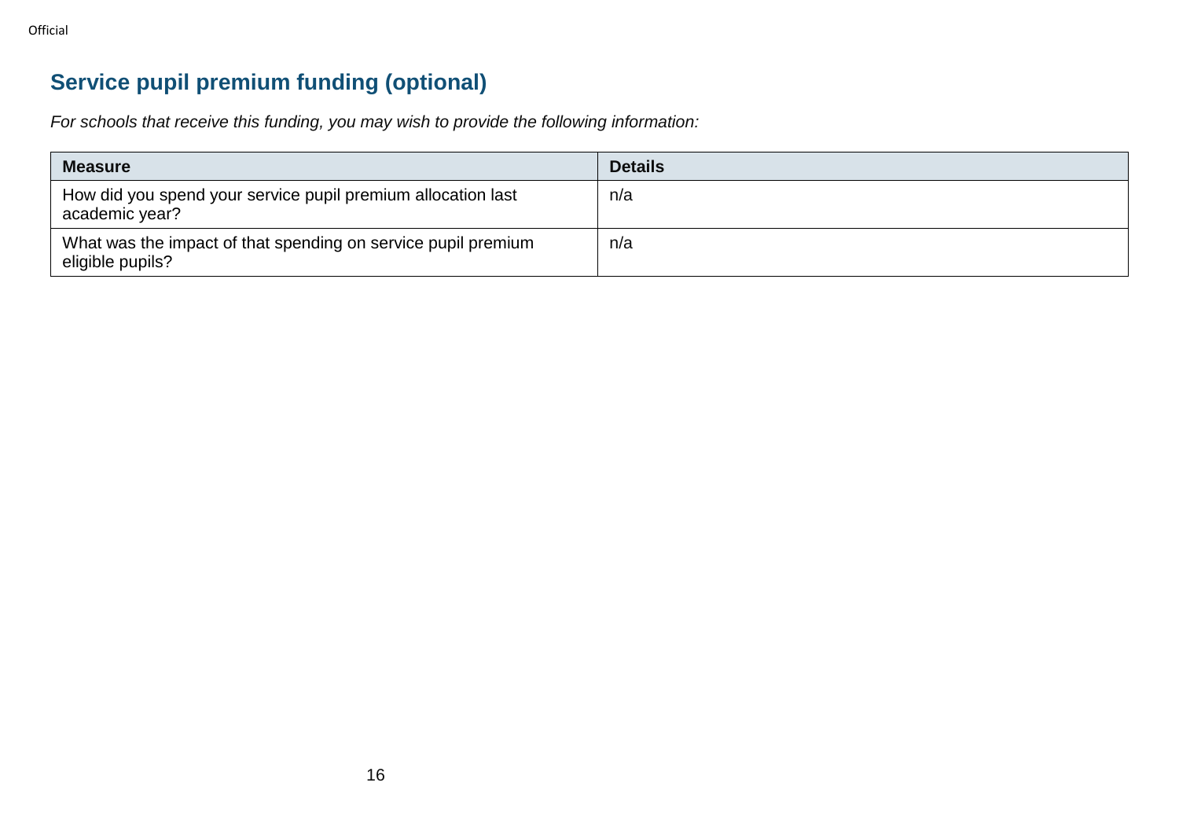## Service pupil premium funding (optional)

*For schools that receive this funding, you may wish to provide the following information:*

| Measure | Details |
| --- | --- |
| How did you spend your service pupil premium allocation last academic year? | n/a |
| What was the impact of that spending on service pupil premium eligible pupils? | n/a |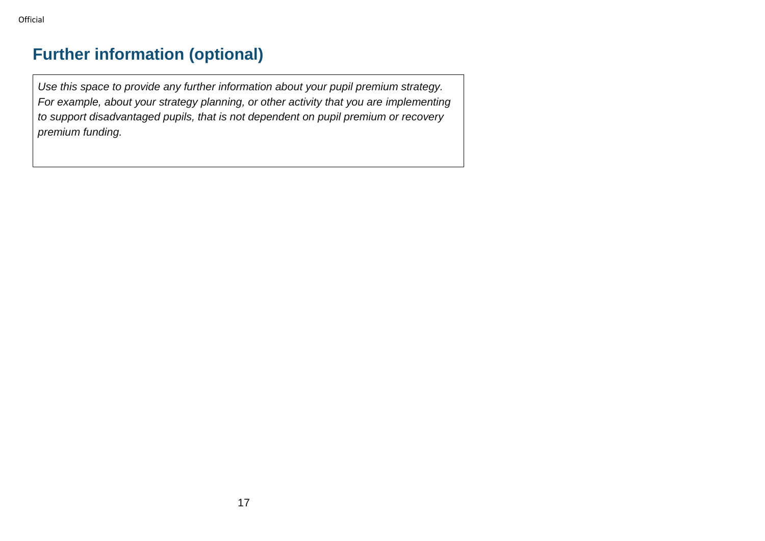# Further information (optional)

| |
|---|
| *Use this space to provide any further information about your pupil premium strategy. For example, about your strategy planning, or other activity that you are implementing to support disadvantaged pupils, that is not dependent on pupil premium or recovery premium funding.* |